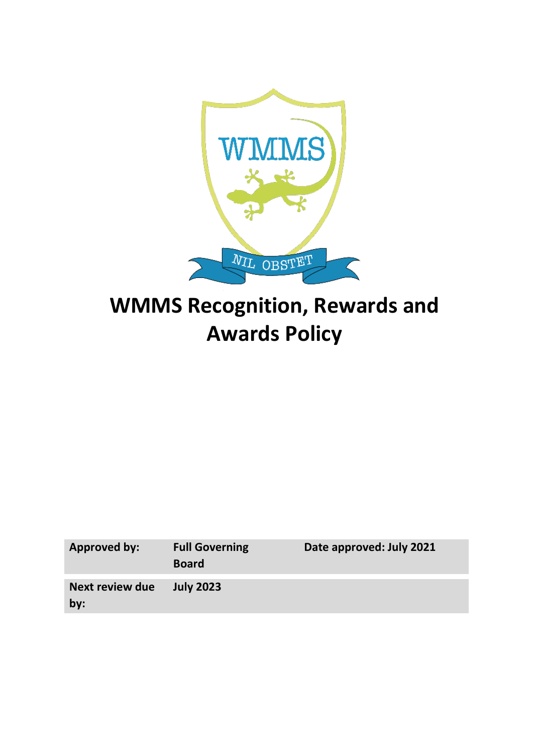# WMMS Recognition, Rewards and Awards Policy

| Approved by: | Full Governing Board | Date approved: July 2021 |
| --- | --- | --- |
| Next review due by: | July 2023 | |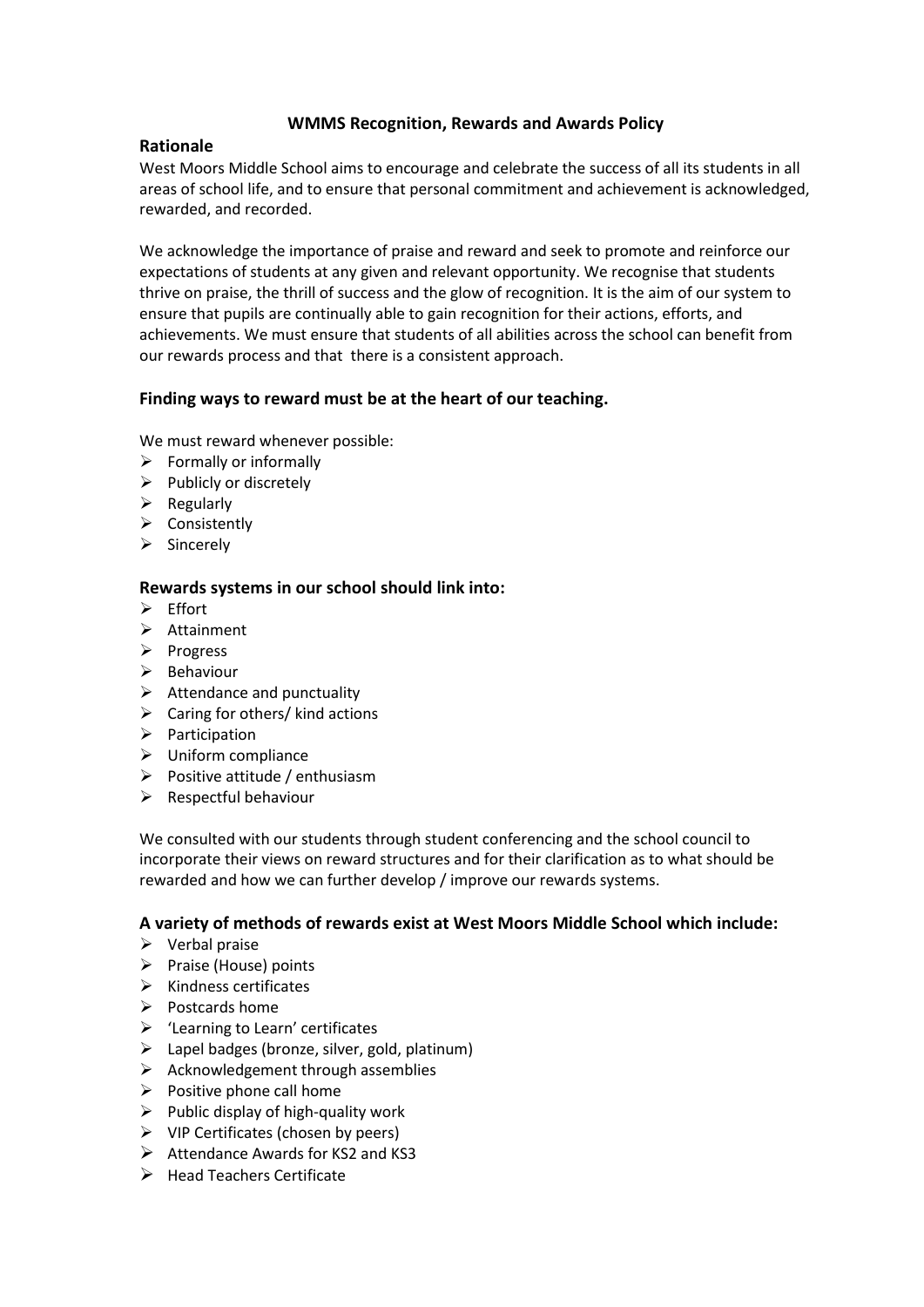**WMMS Recognition, Rewards and Awards Policy**

## Rationale

West Moors Middle School aims to encourage and celebrate the success of all its students in all areas of school life, and to ensure that personal commitment and achievement is acknowledged, rewarded, and recorded.

We acknowledge the importance of praise and reward and seek to promote and reinforce our expectations of students at any given and relevant opportunity. We recognise that students thrive on praise, the thrill of success and the glow of recognition. It is the aim of our system to ensure that pupils are continually able to gain recognition for their actions, efforts, and achievements. We must ensure that students of all abilities across the school can benefit from our rewards process and that there is a consistent approach.

## Finding ways to reward must be at the heart of our teaching.

We must reward whenever possible:

- Formally or informally
- Publicly or discretely
- Regularly
- Consistently
- Sincerely

## Rewards systems in our school should link into:

- Effort
- Attainment
- Progress
- Behaviour
- Attendance and punctuality
- Caring for others/ kind actions
- Participation
- Uniform compliance
- Positive attitude / enthusiasm
- Respectful behaviour

We consulted with our students through student conferencing and the school council to incorporate their views on reward structures and for their clarification as to what should be rewarded and how we can further develop / improve our rewards systems.

## A variety of methods of rewards exist at West Moors Middle School which include:

- Verbal praise
- Praise (House) points
- Kindness certificates
- Postcards home
- 'Learning to Learn' certificates
- Lapel badges (bronze, silver, gold, platinum)
- Acknowledgement through assemblies
- Positive phone call home
- Public display of high-quality work
- VIP Certificates (chosen by peers)
- Attendance Awards for KS2 and KS3
- Head Teachers Certificate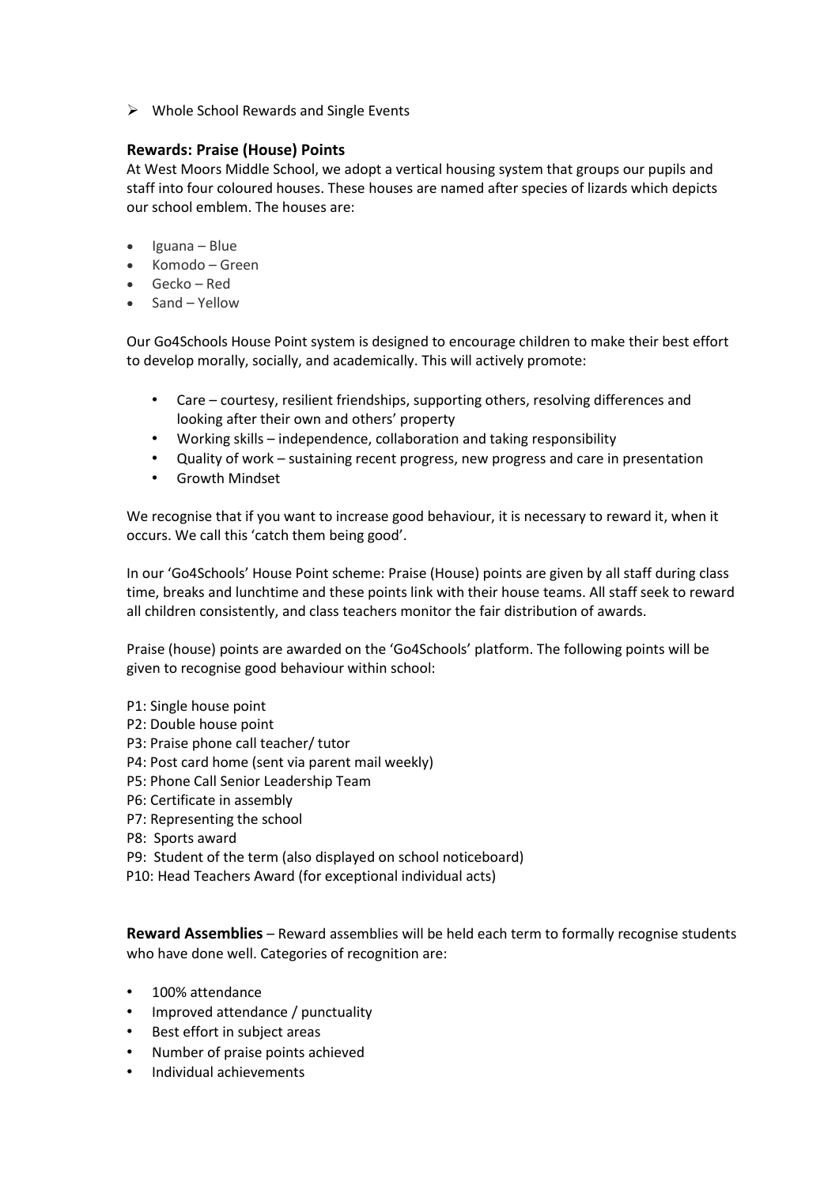- Whole School Rewards and Single Events

### Rewards: Praise (House) Points

At West Moors Middle School, we adopt a vertical housing system that groups our pupils and staff into four coloured houses. These houses are named after species of lizards which depicts our school emblem. The houses are:

- Iguana – Blue
- Komodo – Green
- Gecko – Red
- Sand – Yellow

Our Go4Schools House Point system is designed to encourage children to make their best effort to develop morally, socially, and academically. This will actively promote:

- Care – courtesy, resilient friendships, supporting others, resolving differences and looking after their own and others' property
- Working skills – independence, collaboration and taking responsibility
- Quality of work – sustaining recent progress, new progress and care in presentation
- Growth Mindset

We recognise that if you want to increase good behaviour, it is necessary to reward it, when it occurs. We call this 'catch them being good'.

In our 'Go4Schools' House Point scheme: Praise (House) points are given by all staff during class time, breaks and lunchtime and these points link with their house teams. All staff seek to reward all children consistently, and class teachers monitor the fair distribution of awards.

Praise (house) points are awarded on the 'Go4Schools' platform. The following points will be given to recognise good behaviour within school:

P1: Single house point
P2: Double house point
P3: Praise phone call teacher/ tutor
P4: Post card home (sent via parent mail weekly)
P5: Phone Call Senior Leadership Team
P6: Certificate in assembly
P7: Representing the school
P8: Sports award
P9: Student of the term (also displayed on school noticeboard)
P10: Head Teachers Award (for exceptional individual acts)

**Reward Assemblies** – Reward assemblies will be held each term to formally recognise students who have done well. Categories of recognition are:

- 100% attendance
- Improved attendance / punctuality
- Best effort in subject areas
- Number of praise points achieved
- Individual achievements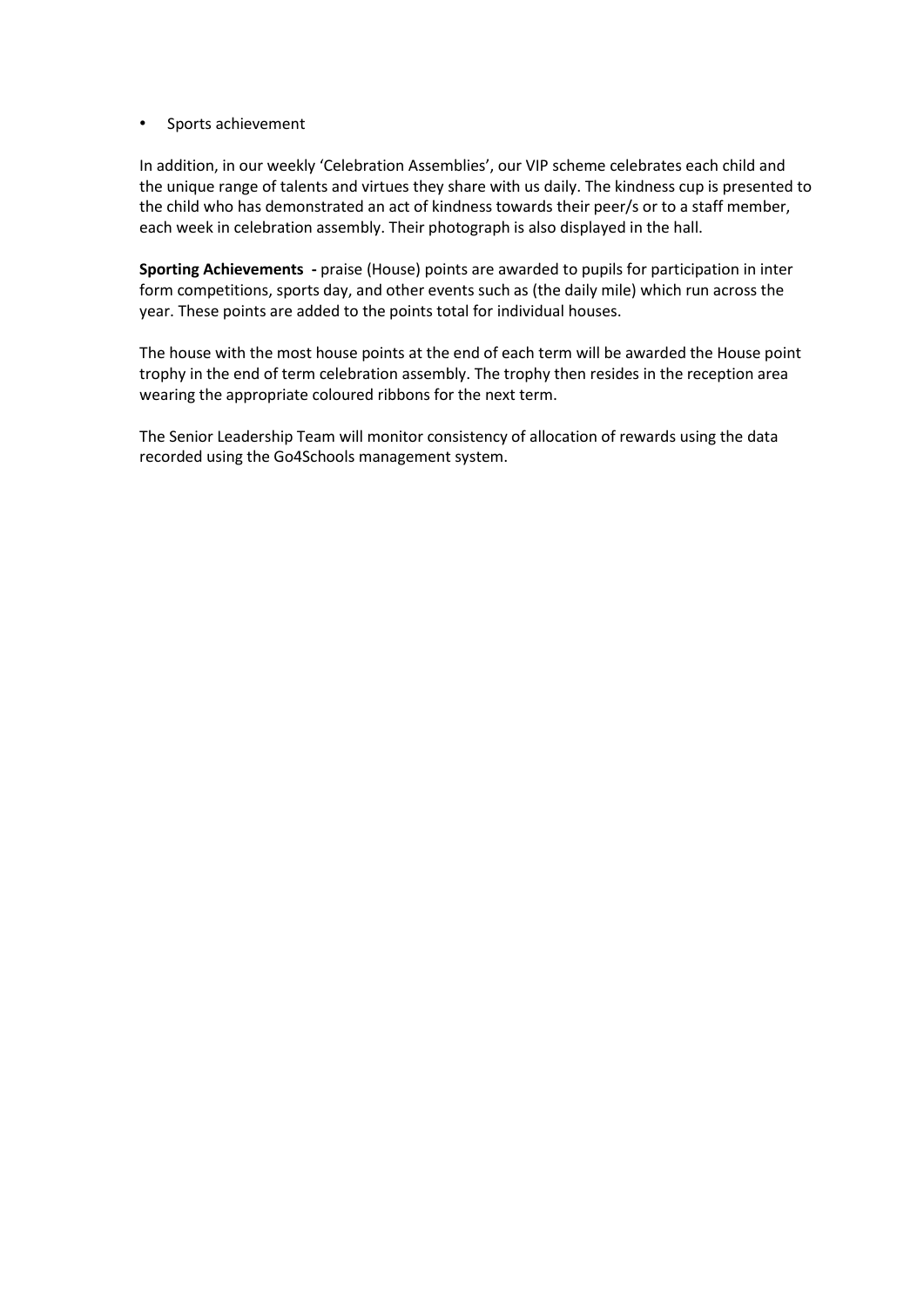- Sports achievement

In addition, in our weekly 'Celebration Assemblies', our VIP scheme celebrates each child and the unique range of talents and virtues they share with us daily. The kindness cup is presented to the child who has demonstrated an act of kindness towards their peer/s or to a staff member, each week in celebration assembly. Their photograph is also displayed in the hall.

**Sporting Achievements -** praise (House) points are awarded to pupils for participation in inter form competitions, sports day, and other events such as (the daily mile) which run across the year. These points are added to the points total for individual houses.

The house with the most house points at the end of each term will be awarded the House point trophy in the end of term celebration assembly. The trophy then resides in the reception area wearing the appropriate coloured ribbons for the next term.

The Senior Leadership Team will monitor consistency of allocation of rewards using the data recorded using the Go4Schools management system.